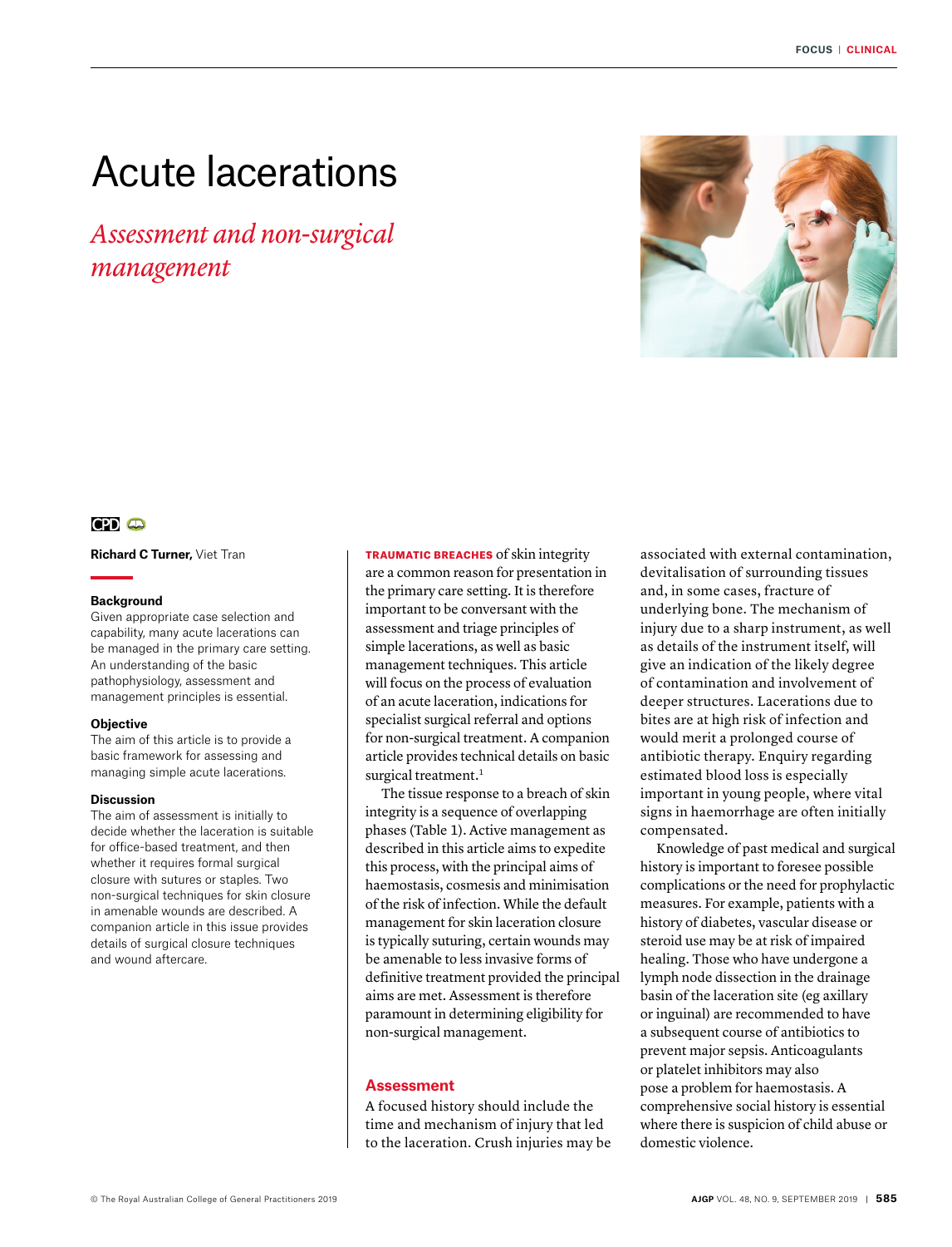# Acute lacerations

## *Assessment and non-surgical management*

**Richard C Turner,** Viet Tran

### Background

Given appropriate case selection and capability, many acute lacerations can be managed in the primary care setting. An understanding of the basic pathophysiology, assessment and management principles is essential.

### Objective

The aim of this article is to provide a basic framework for assessing and managing simple acute lacerations.

### Discussion

The aim of assessment is initially to decide whether the laceration is suitable for office-based treatment, and then whether it requires formal surgical closure with sutures or staples. Two non-surgical techniques for skin closure in amenable wounds are described. A companion article in this issue provides details of surgical closure techniques and wound aftercare.

**TRAUMATIC BREACHES** of skin integrity are a common reason for presentation in the primary care setting. It is therefore important to be conversant with the assessment and triage principles of simple lacerations, as well as basic management techniques. This article will focus on the process of evaluation of an acute laceration, indications for specialist surgical referral and options for non-surgical treatment. A companion article provides technical details on basic surgical treatment.[1]

The tissue response to a breach of skin integrity is a sequence of overlapping phases (Table 1). Active management as described in this article aims to expedite this process, with the principal aims of haemostasis, cosmesis and minimisation of the risk of infection. While the default management for skin laceration closure is typically suturing, certain wounds may be amenable to less invasive forms of definitive treatment provided the principal aims are met. Assessment is therefore paramount in determining eligibility for non-surgical management.

## Assessment

A focused history should include the time and mechanism of injury that led to the laceration. Crush injuries may be associated with external contamination, devitalisation of surrounding tissues and, in some cases, fracture of underlying bone. The mechanism of injury due to a sharp instrument, as well as details of the instrument itself, will give an indication of the likely degree of contamination and involvement of deeper structures. Lacerations due to bites are at high risk of infection and would merit a prolonged course of antibiotic therapy. Enquiry regarding estimated blood loss is especially important in young people, where vital signs in haemorrhage are often initially compensated.

Knowledge of past medical and surgical history is important to foresee possible complications or the need for prophylactic measures. For example, patients with a history of diabetes, vascular disease or steroid use may be at risk of impaired healing. Those who have undergone a lymph node dissection in the drainage basin of the laceration site (eg axillary or inguinal) are recommended to have a subsequent course of antibiotics to prevent major sepsis. Anticoagulants or platelet inhibitors may also pose a problem for haemostasis. A comprehensive social history is essential where there is suspicion of child abuse or domestic violence.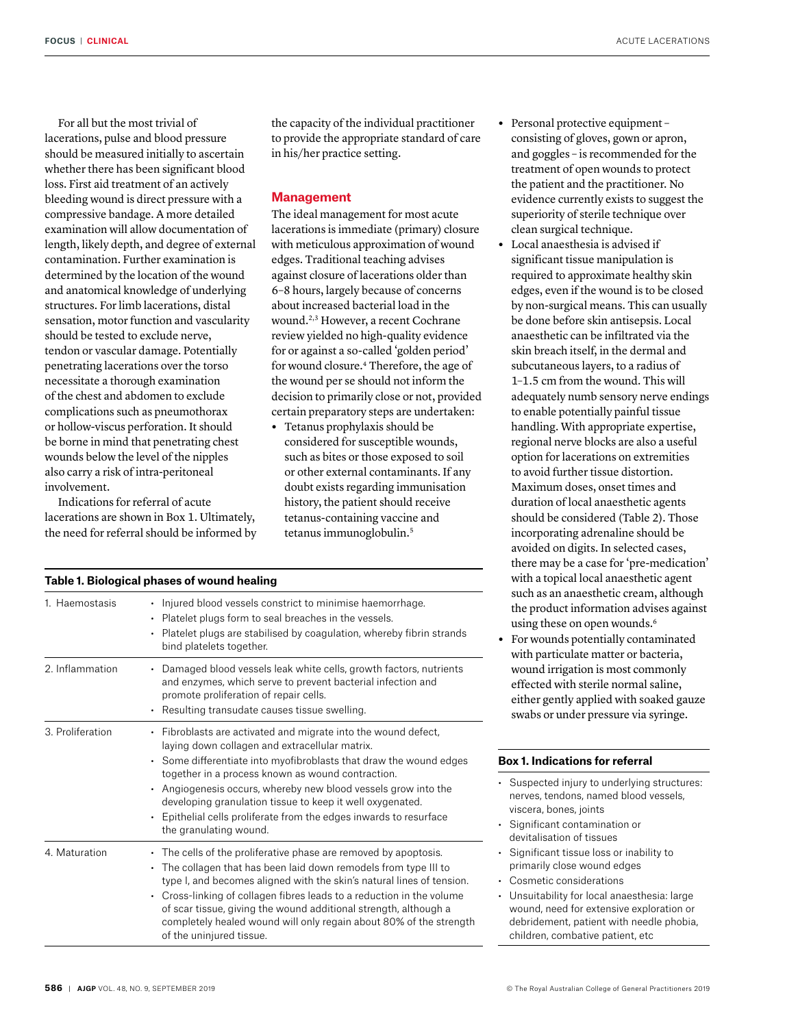For all but the most trivial of lacerations, pulse and blood pressure should be measured initially to ascertain whether there has been significant blood loss. First aid treatment of an actively bleeding wound is direct pressure with a compressive bandage. A more detailed examination will allow documentation of length, likely depth, and degree of external contamination. Further examination is determined by the location of the wound and anatomical knowledge of underlying structures. For limb lacerations, distal sensation, motor function and vascularity should be tested to exclude nerve, tendon or vascular damage. Potentially penetrating lacerations over the torso necessitate a thorough examination of the chest and abdomen to exclude complications such as pneumothorax or hollow-viscus perforation. It should be borne in mind that penetrating chest wounds below the level of the nipples also carry a risk of intra-peritoneal involvement.

Indications for referral of acute lacerations are shown in Box 1. Ultimately, the need for referral should be informed by the capacity of the individual practitioner to provide the appropriate standard of care in his/her practice setting.

## Management

The ideal management for most acute lacerations is immediate (primary) closure with meticulous approximation of wound edges. Traditional teaching advises against closure of lacerations older than 6–8 hours, largely because of concerns about increased bacterial load in the wound.[2,3] However, a recent Cochrane review yielded no high-quality evidence for or against a so-called 'golden period' for wound closure.[4] Therefore, the age of the wound per se should not inform the decision to primarily close or not, provided certain preparatory steps are undertaken:

- Tetanus prophylaxis should be considered for susceptible wounds, such as bites or those exposed to soil or other external contaminants. If any doubt exists regarding immunisation history, the patient should receive tetanus-containing vaccine and tetanus immunoglobulin.[5]
- Personal protective equipment – consisting of gloves, gown or apron, and goggles – is recommended for the treatment of open wounds to protect the patient and the practitioner. No evidence currently exists to suggest the superiority of sterile technique over clean surgical technique.
- Local anaesthesia is advised if significant tissue manipulation is required to approximate healthy skin edges, even if the wound is to be closed by non-surgical means. This can usually be done before skin antisepsis. Local anaesthetic can be infiltrated via the skin breach itself, in the dermal and subcutaneous layers, to a radius of 1–1.5 cm from the wound. This will adequately numb sensory nerve endings to enable potentially painful tissue handling. With appropriate expertise, regional nerve blocks are also a useful option for lacerations on extremities to avoid further tissue distortion. Maximum doses, onset times and duration of local anaesthetic agents should be considered (Table 2). Those incorporating adrenaline should be avoided on digits. In selected cases, there may be a case for 'pre-medication' with a topical local anaesthetic agent such as an anaesthetic cream, although the product information advises against using these on open wounds.[6]
- For wounds potentially contaminated with particulate matter or bacteria, wound irrigation is most commonly effected with sterile normal saline, either gently applied with soaked gauze swabs or under pressure via syringe.

**Table 1. Biological phases of wound healing**

| Phase | Description |
|---|---|
| 1. Haemostasis | • Injured blood vessels constrict to minimise haemorrhage.<br>• Platelet plugs form to seal breaches in the vessels.<br>• Platelet plugs are stabilised by coagulation, whereby fibrin strands bind platelets together. |
| 2. Inflammation | • Damaged blood vessels leak white cells, growth factors, nutrients and enzymes, which serve to prevent bacterial infection and promote proliferation of repair cells.<br>• Resulting transudate causes tissue swelling. |
| 3. Proliferation | • Fibroblasts are activated and migrate into the wound defect, laying down collagen and extracellular matrix.<br>• Some differentiate into myofibroblasts that draw the wound edges together in a process known as wound contraction.<br>• Angiogenesis occurs, whereby new blood vessels grow into the developing granulation tissue to keep it well oxygenated.<br>• Epithelial cells proliferate from the edges inwards to resurface the granulating wound. |
| 4. Maturation | • The cells of the proliferative phase are removed by apoptosis.<br>• The collagen that has been laid down remodels from type III to type I, and becomes aligned with the skin's natural lines of tension.<br>• Cross-linking of collagen fibres leads to a reduction in the volume of scar tissue, giving the wound additional strength, although a completely healed wound will only regain about 80% of the strength of the uninjured tissue. |

**Box 1. Indications for referral**

- Suspected injury to underlying structures: nerves, tendons, named blood vessels, viscera, bones, joints
- Significant contamination or devitalisation of tissues
- Significant tissue loss or inability to primarily close wound edges
- Cosmetic considerations
- Unsuitability for local anaesthesia: large wound, need for extensive exploration or debridement, patient with needle phobia, children, combative patient, etc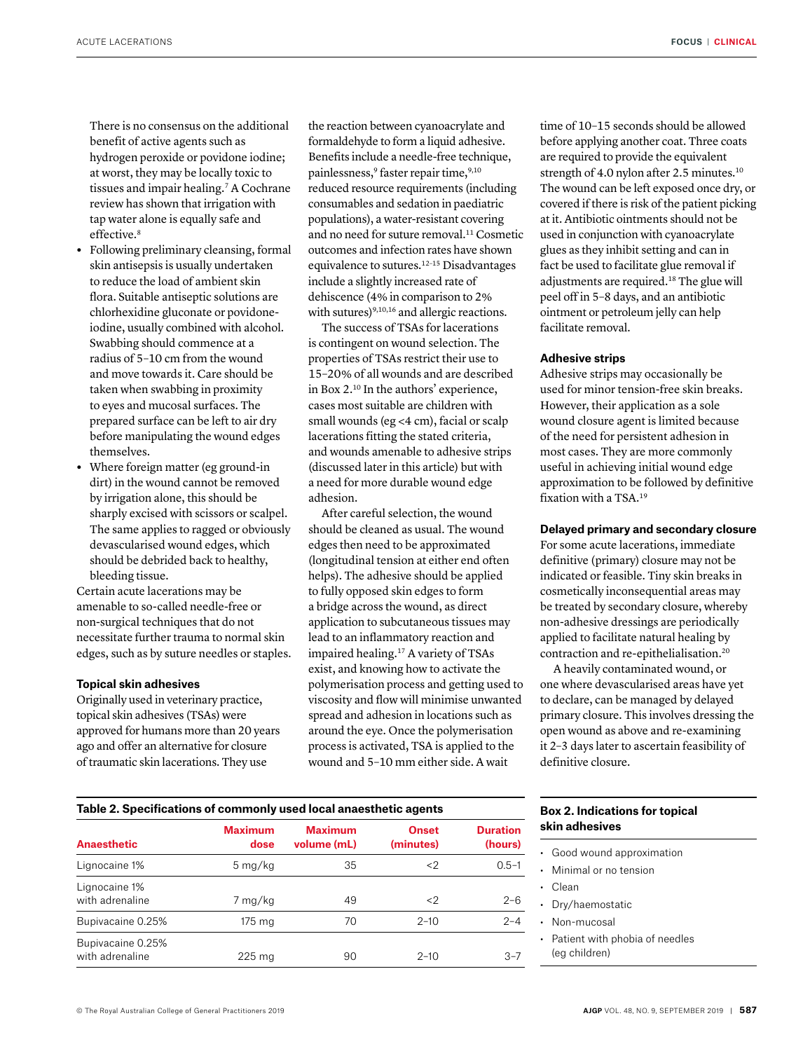There is no consensus on the additional benefit of active agents such as hydrogen peroxide or povidone iodine; at worst, they may be locally toxic to tissues and impair healing.[7] A Cochrane review has shown that irrigation with tap water alone is equally safe and effective.[8]

- Following preliminary cleansing, formal skin antisepsis is usually undertaken to reduce the load of ambient skin flora. Suitable antiseptic solutions are chlorhexidine gluconate or povidone-iodine, usually combined with alcohol. Swabbing should commence at a radius of 5–10 cm from the wound and move towards it. Care should be taken when swabbing in proximity to eyes and mucosal surfaces. The prepared surface can be left to air dry before manipulating the wound edges themselves.
- Where foreign matter (eg ground-in dirt) in the wound cannot be removed by irrigation alone, this should be sharply excised with scissors or scalpel. The same applies to ragged or obviously devascularised wound edges, which should be debrided back to healthy, bleeding tissue.

Certain acute lacerations may be amenable to so-called needle-free or non-surgical techniques that do not necessitate further trauma to normal skin edges, such as by suture needles or staples.

### Topical skin adhesives

Originally used in veterinary practice, topical skin adhesives (TSAs) were approved for humans more than 20 years ago and offer an alternative for closure of traumatic skin lacerations. They use the reaction between cyanoacrylate and formaldehyde to form a liquid adhesive. Benefits include a needle-free technique, painlessness,[9] faster repair time,[9,10] reduced resource requirements (including consumables and sedation in paediatric populations), a water-resistant covering and no need for suture removal.[11] Cosmetic outcomes and infection rates have shown equivalence to sutures.[12–15] Disadvantages include a slightly increased rate of dehiscence (4% in comparison to 2% with sutures)[9,10,16] and allergic reactions.

The success of TSAs for lacerations is contingent on wound selection. The properties of TSAs restrict their use to 15–20% of all wounds and are described in Box 2.[10] In the authors' experience, cases most suitable are children with small wounds (eg <4 cm), facial or scalp lacerations fitting the stated criteria, and wounds amenable to adhesive strips (discussed later in this article) but with a need for more durable wound edge adhesion.

After careful selection, the wound should be cleaned as usual. The wound edges then need to be approximated (longitudinal tension at either end often helps). The adhesive should be applied to fully opposed skin edges to form a bridge across the wound, as direct application to subcutaneous tissues may lead to an inflammatory reaction and impaired healing.[17] A variety of TSAs exist, and knowing how to activate the polymerisation process and getting used to viscosity and flow will minimise unwanted spread and adhesion in locations such as around the eye. Once the polymerisation process is activated, TSA is applied to the wound and 5–10 mm either side. A wait time of 10–15 seconds should be allowed before applying another coat. Three coats are required to provide the equivalent strength of 4.0 nylon after 2.5 minutes.[10] The wound can be left exposed once dry, or covered if there is risk of the patient picking at it. Antibiotic ointments should not be used in conjunction with cyanoacrylate glues as they inhibit setting and can in fact be used to facilitate glue removal if adjustments are required.[18] The glue will peel off in 5–8 days, and an antibiotic ointment or petroleum jelly can help facilitate removal.

### Adhesive strips

Adhesive strips may occasionally be used for minor tension-free skin breaks. However, their application as a sole wound closure agent is limited because of the need for persistent adhesion in most cases. They are more commonly useful in achieving initial wound edge approximation to be followed by definitive fixation with a TSA.[19]

### Delayed primary and secondary closure

For some acute lacerations, immediate definitive (primary) closure may not be indicated or feasible. Tiny skin breaks in cosmetically inconsequential areas may be treated by secondary closure, whereby non-adhesive dressings are periodically applied to facilitate natural healing by contraction and re-epithelialisation.[20]

A heavily contaminated wound, or one where devascularised areas have yet to declare, can be managed by delayed primary closure. This involves dressing the open wound as above and re-examining it 2–3 days later to ascertain feasibility of definitive closure.

**Table 2. Specifications of commonly used local anaesthetic agents**

| Anaesthetic | Maximum dose | Maximum volume (mL) | Onset (minutes) | Duration (hours) |
|---|---|---|---|---|
| Lignocaine 1% | 5 mg/kg | 35 | <2 | 0.5–1 |
| Lignocaine 1% with adrenaline | 7 mg/kg | 49 | <2 | 2–6 |
| Bupivacaine 0.25% | 175 mg | 70 | 2–10 | 2–4 |
| Bupivacaine 0.25% with adrenaline | 225 mg | 90 | 2–10 | 3–7 |

**Box 2. Indications for topical skin adhesives**

- Good wound approximation
- Minimal or no tension
- Clean
- Dry/haemostatic
- Non-mucosal
- Patient with phobia of needles (eg children)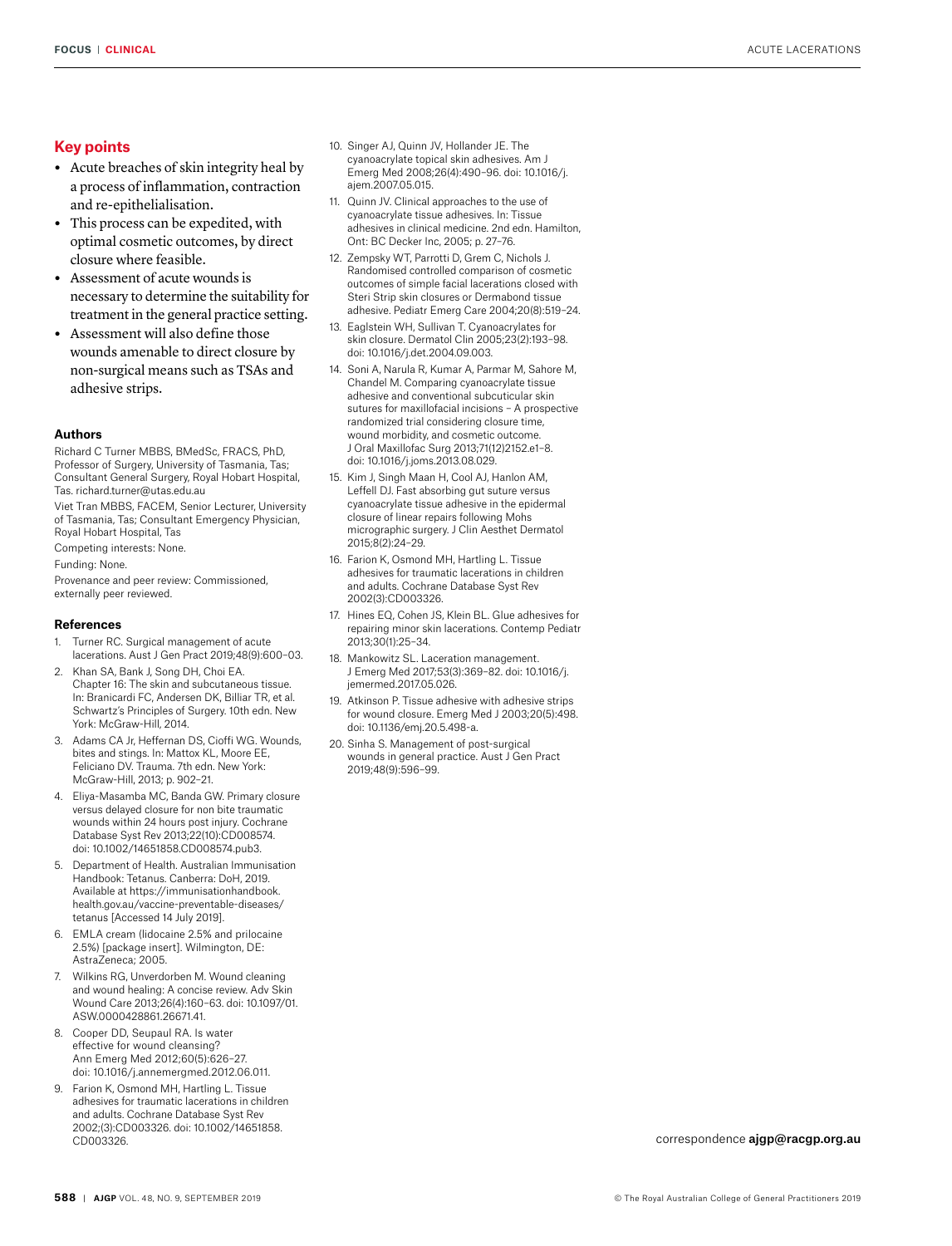## Key points

- Acute breaches of skin integrity heal by a process of inflammation, contraction and re-epithelialisation.
- This process can be expedited, with optimal cosmetic outcomes, by direct closure where feasible.
- Assessment of acute wounds is necessary to determine the suitability for treatment in the general practice setting.
- Assessment will also define those wounds amenable to direct closure by non-surgical means such as TSAs and adhesive strips.

### Authors

Richard C Turner MBBS, BMedSc, FRACS, PhD, Professor of Surgery, University of Tasmania, Tas; Consultant General Surgery, Royal Hobart Hospital, Tas. richard.turner@utas.edu.au

Viet Tran MBBS, FACEM, Senior Lecturer, University of Tasmania, Tas; Consultant Emergency Physician, Royal Hobart Hospital, Tas

Competing interests: None.

Funding: None.

Provenance and peer review: Commissioned, externally peer reviewed.

### References

1. Turner RC. Surgical management of acute lacerations. Aust J Gen Pract 2019;48(9):600–03.
2. Khan SA, Bank J, Song DH, Choi EA. Chapter 16: The skin and subcutaneous tissue. In: Branicardi FC, Andersen DK, Billiar TR, et al. Schwartz's Principles of Surgery. 10th edn. New York: McGraw-Hill, 2014.
3. Adams CA Jr, Heffernan DS, Cioffi WG. Wounds, bites and stings. In: Mattox KL, Moore EE, Feliciano DV. Trauma. 7th edn. New York: McGraw-Hill, 2013; p. 902–21.
4. Eliya-Masamba MC, Banda GW. Primary closure versus delayed closure for non bite traumatic wounds within 24 hours post injury. Cochrane Database Syst Rev 2013;22(10):CD008574. doi: 10.1002/14651858.CD008574.pub3.
5. Department of Health. Australian Immunisation Handbook: Tetanus. Canberra: DoH, 2019. Available at https://immunisationhandbook.health.gov.au/vaccine-preventable-diseases/tetanus [Accessed 14 July 2019].
6. EMLA cream (lidocaine 2.5% and prilocaine 2.5%) [package insert]. Wilmington, DE: AstraZeneca; 2005.
7. Wilkins RG, Unverdorben M. Wound cleaning and wound healing: A concise review. Adv Skin Wound Care 2013;26(4):160–63. doi: 10.1097/01.ASW.0000428861.26671.41.
8. Cooper DD, Seupaul RA. Is water effective for wound cleansing? Ann Emerg Med 2012;60(5):626–27. doi: 10.1016/j.annemergmed.2012.06.011.
9. Farion K, Osmond MH, Hartling L. Tissue adhesives for traumatic lacerations in children and adults. Cochrane Database Syst Rev 2002;(3):CD003326. doi: 10.1002/14651858.CD003326.
10. Singer AJ, Quinn JV, Hollander JE. The cyanoacrylate topical skin adhesives. Am J Emerg Med 2008;26(4):490–96. doi: 10.1016/j.ajem.2007.05.015.
11. Quinn JV. Clinical approaches to the use of cyanoacrylate tissue adhesives. In: Tissue adhesives in clinical medicine. 2nd edn. Hamilton, Ont: BC Decker Inc, 2005; p. 27–76.
12. Zempsky WT, Parrotti D, Grem C, Nichols J. Randomised controlled comparison of cosmetic outcomes of simple facial lacerations closed with Steri Strip skin closures or Dermabond tissue adhesive. Pediatr Emerg Care 2004;20(8):519–24.
13. Eaglstein WH, Sullivan T. Cyanoacrylates for skin closure. Dermatol Clin 2005;23(2):193–98. doi: 10.1016/j.det.2004.09.003.
14. Soni A, Narula R, Kumar A, Parmar M, Sahore M, Chandel M. Comparing cyanoacrylate tissue adhesive and conventional subcuticular skin sutures for maxillofacial incisions – A prospective randomized trial considering closure time, wound morbidity, and cosmetic outcome. J Oral Maxillofac Surg 2013;71(12)2152.e1–8. doi: 10.1016/j.joms.2013.08.029.
15. Kim J, Singh Maan H, Cool AJ, Hanlon AM, Leffell DJ. Fast absorbing gut suture versus cyanoacrylate tissue adhesive in the epidermal closure of linear repairs following Mohs micrographic surgery. J Clin Aesthet Dermatol 2015;8(2):24–29.
16. Farion K, Osmond MH, Hartling L. Tissue adhesives for traumatic lacerations in children and adults. Cochrane Database Syst Rev 2002(3):CD003326.
17. Hines EQ, Cohen JS, Klein BL. Glue adhesives for repairing minor skin lacerations. Contemp Pediatr 2013;30(1):25–34.
18. Mankowitz SL. Laceration management. J Emerg Med 2017;53(3):369–82. doi: 10.1016/j.jemermed.2017.05.026.
19. Atkinson P. Tissue adhesive with adhesive strips for wound closure. Emerg Med J 2003;20(5):498. doi: 10.1136/emj.20.5.498-a.
20. Sinha S. Management of post-surgical wounds in general practice. Aust J Gen Pract 2019;48(9):596–99.

correspondence **ajgp@racgp.org.au**